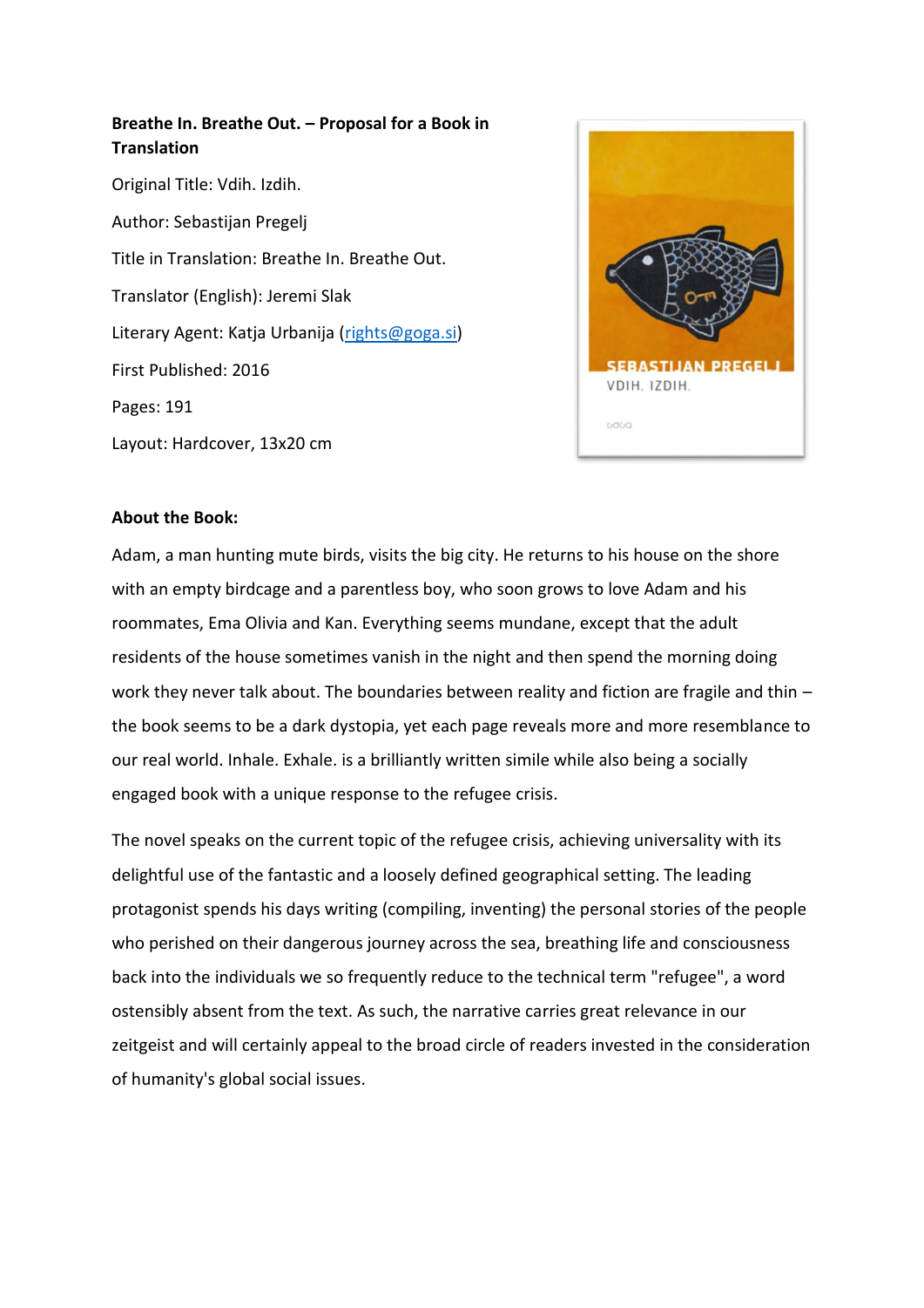**Breathe In. Breathe Out. – Proposal for a Book in Translation**

Original Title: Vdih. Izdih.

Author: Sebastijan Pregelj

Title in Translation: Breathe In. Breathe Out.

Translator (English): Jeremi Slak

Literary Agent: Katja Urbanija (rights@goga.si)

First Published: 2016

Pages: 191

Layout: Hardcover, 13x20 cm

**About the Book:**

Adam, a man hunting mute birds, visits the big city. He returns to his house on the shore with an empty birdcage and a parentless boy, who soon grows to love Adam and his roommates, Ema Olivia and Kan. Everything seems mundane, except that the adult residents of the house sometimes vanish in the night and then spend the morning doing work they never talk about. The boundaries between reality and fiction are fragile and thin – the book seems to be a dark dystopia, yet each page reveals more and more resemblance to our real world. Inhale. Exhale. is a brilliantly written simile while also being a socially engaged book with a unique response to the refugee crisis.

The novel speaks on the current topic of the refugee crisis, achieving universality with its delightful use of the fantastic and a loosely defined geographical setting. The leading protagonist spends his days writing (compiling, inventing) the personal stories of the people who perished on their dangerous journey across the sea, breathing life and consciousness back into the individuals we so frequently reduce to the technical term "refugee", a word ostensibly absent from the text. As such, the narrative carries great relevance in our zeitgeist and will certainly appeal to the broad circle of readers invested in the consideration of humanity's global social issues.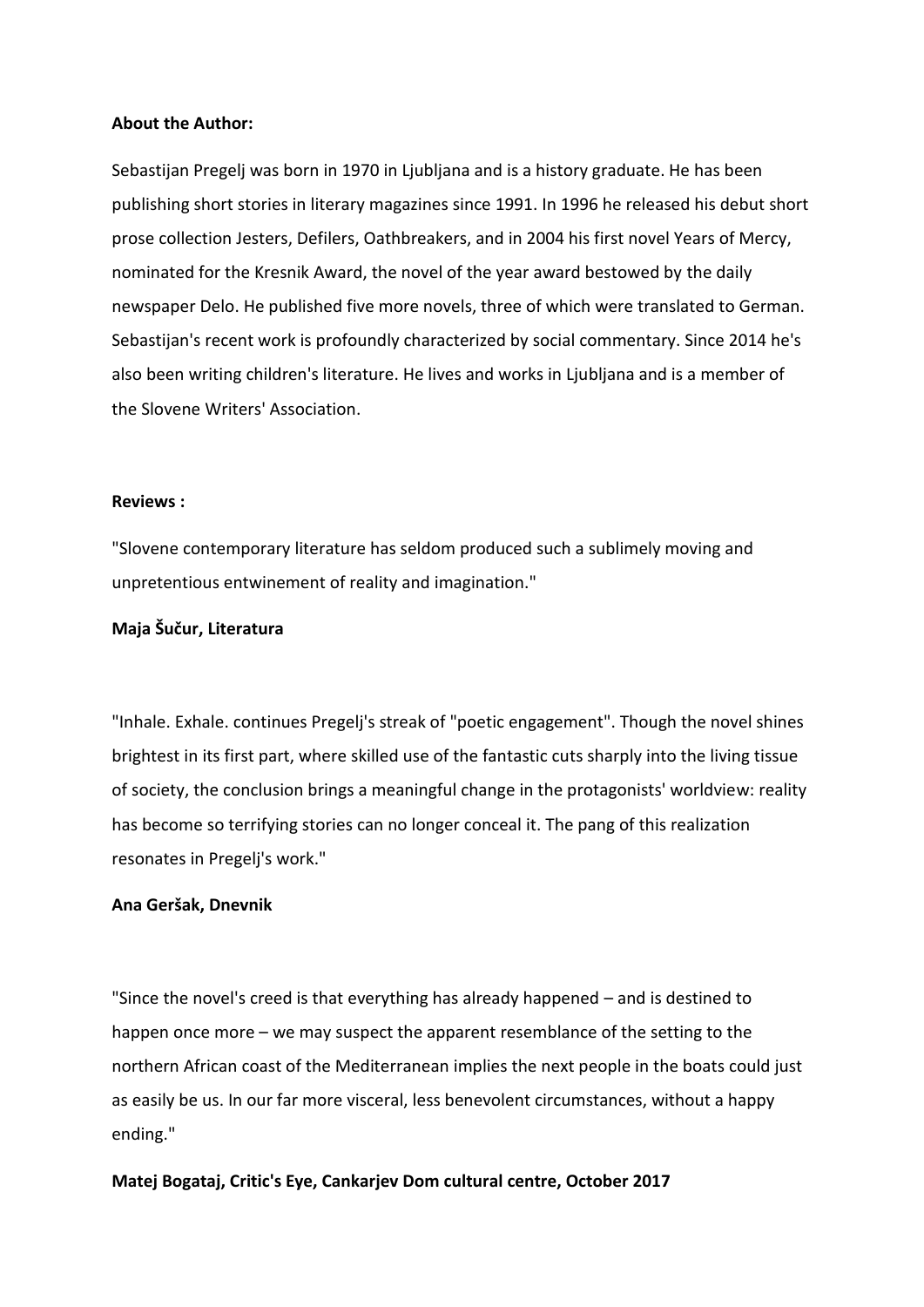**About the Author:**

Sebastijan Pregelj was born in 1970 in Ljubljana and is a history graduate. He has been publishing short stories in literary magazines since 1991. In 1996 he released his debut short prose collection Jesters, Defilers, Oathbreakers, and in 2004 his first novel Years of Mercy, nominated for the Kresnik Award, the novel of the year award bestowed by the daily newspaper Delo. He published five more novels, three of which were translated to German. Sebastijan's recent work is profoundly characterized by social commentary. Since 2014 he's also been writing children's literature. He lives and works in Ljubljana and is a member of the Slovene Writers' Association.

**Reviews :**

"Slovene contemporary literature has seldom produced such a sublimely moving and unpretentious entwinement of reality and imagination."

**Maja Šučur, Literatura**

"Inhale. Exhale. continues Pregelj's streak of "poetic engagement". Though the novel shines brightest in its first part, where skilled use of the fantastic cuts sharply into the living tissue of society, the conclusion brings a meaningful change in the protagonists' worldview: reality has become so terrifying stories can no longer conceal it. The pang of this realization resonates in Pregelj's work."

**Ana Geršak, Dnevnik**

"Since the novel's creed is that everything has already happened – and is destined to happen once more – we may suspect the apparent resemblance of the setting to the northern African coast of the Mediterranean implies the next people in the boats could just as easily be us. In our far more visceral, less benevolent circumstances, without a happy ending."

**Matej Bogataj, Critic's Eye, Cankarjev Dom cultural centre, October 2017**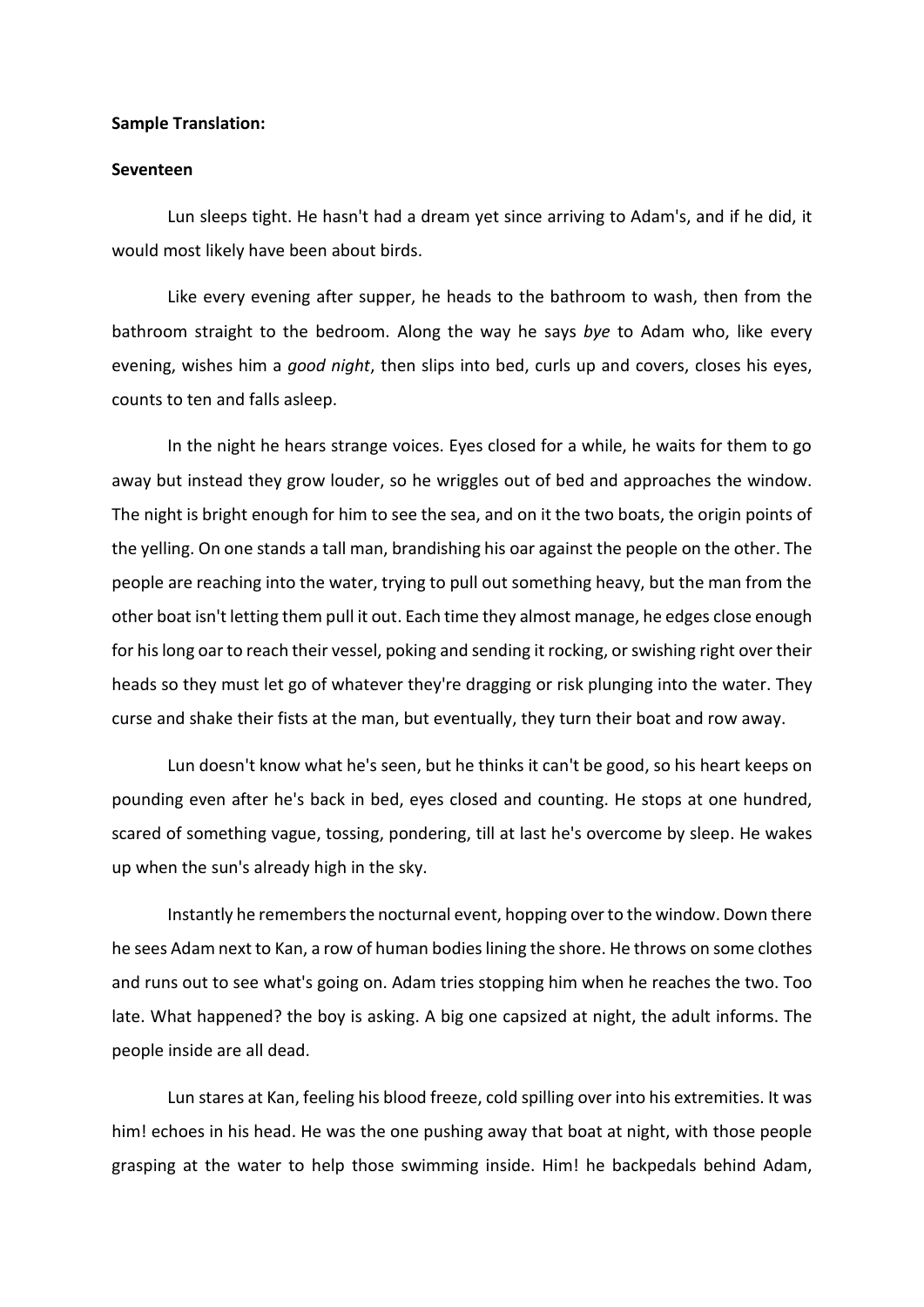**Sample Translation:**

**Seventeen**

Lun sleeps tight. He hasn't had a dream yet since arriving to Adam's, and if he did, it would most likely have been about birds.

Like every evening after supper, he heads to the bathroom to wash, then from the bathroom straight to the bedroom. Along the way he says *bye* to Adam who, like every evening, wishes him a *good night*, then slips into bed, curls up and covers, closes his eyes, counts to ten and falls asleep.

In the night he hears strange voices. Eyes closed for a while, he waits for them to go away but instead they grow louder, so he wriggles out of bed and approaches the window. The night is bright enough for him to see the sea, and on it the two boats, the origin points of the yelling. On one stands a tall man, brandishing his oar against the people on the other. The people are reaching into the water, trying to pull out something heavy, but the man from the other boat isn't letting them pull it out. Each time they almost manage, he edges close enough for his long oar to reach their vessel, poking and sending it rocking, or swishing right over their heads so they must let go of whatever they're dragging or risk plunging into the water. They curse and shake their fists at the man, but eventually, they turn their boat and row away.

Lun doesn't know what he's seen, but he thinks it can't be good, so his heart keeps on pounding even after he's back in bed, eyes closed and counting. He stops at one hundred, scared of something vague, tossing, pondering, till at last he's overcome by sleep. He wakes up when the sun's already high in the sky.

Instantly he remembers the nocturnal event, hopping over to the window. Down there he sees Adam next to Kan, a row of human bodies lining the shore. He throws on some clothes and runs out to see what's going on. Adam tries stopping him when he reaches the two. Too late. What happened? the boy is asking. A big one capsized at night, the adult informs. The people inside are all dead.

Lun stares at Kan, feeling his blood freeze, cold spilling over into his extremities. It was him! echoes in his head. He was the one pushing away that boat at night, with those people grasping at the water to help those swimming inside. Him! he backpedals behind Adam,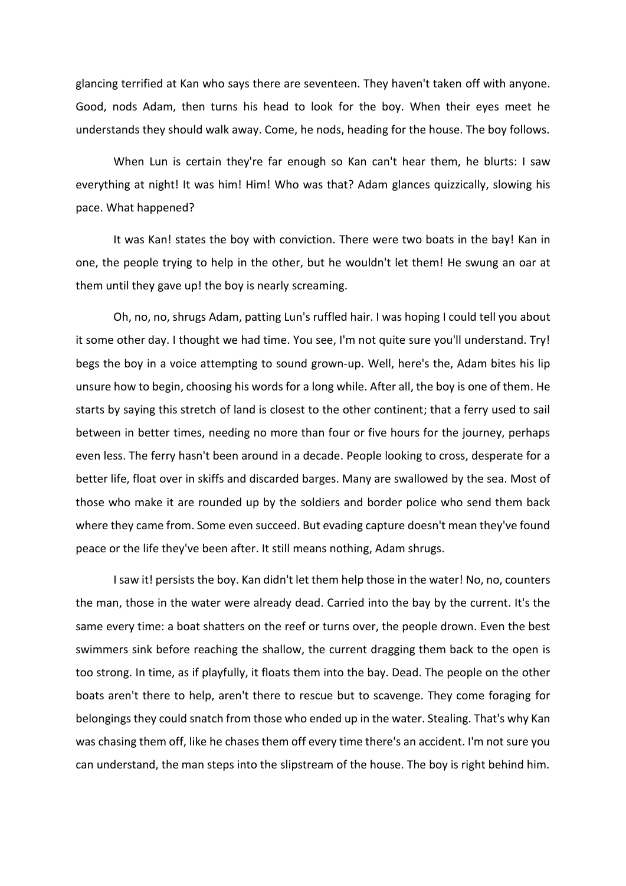glancing terrified at Kan who says there are seventeen. They haven't taken off with anyone. Good, nods Adam, then turns his head to look for the boy. When their eyes meet he understands they should walk away. Come, he nods, heading for the house. The boy follows.

When Lun is certain they're far enough so Kan can't hear them, he blurts: I saw everything at night! It was him! Him! Who was that? Adam glances quizzically, slowing his pace. What happened?

It was Kan! states the boy with conviction. There were two boats in the bay! Kan in one, the people trying to help in the other, but he wouldn't let them! He swung an oar at them until they gave up! the boy is nearly screaming.

Oh, no, no, shrugs Adam, patting Lun's ruffled hair. I was hoping I could tell you about it some other day. I thought we had time. You see, I'm not quite sure you'll understand. Try! begs the boy in a voice attempting to sound grown-up. Well, here's the, Adam bites his lip unsure how to begin, choosing his words for a long while. After all, the boy is one of them. He starts by saying this stretch of land is closest to the other continent; that a ferry used to sail between in better times, needing no more than four or five hours for the journey, perhaps even less. The ferry hasn't been around in a decade. People looking to cross, desperate for a better life, float over in skiffs and discarded barges. Many are swallowed by the sea. Most of those who make it are rounded up by the soldiers and border police who send them back where they came from. Some even succeed. But evading capture doesn't mean they've found peace or the life they've been after. It still means nothing, Adam shrugs.

I saw it! persists the boy. Kan didn't let them help those in the water! No, no, counters the man, those in the water were already dead. Carried into the bay by the current. It's the same every time: a boat shatters on the reef or turns over, the people drown. Even the best swimmers sink before reaching the shallow, the current dragging them back to the open is too strong. In time, as if playfully, it floats them into the bay. Dead. The people on the other boats aren't there to help, aren't there to rescue but to scavenge. They come foraging for belongings they could snatch from those who ended up in the water. Stealing. That's why Kan was chasing them off, like he chases them off every time there's an accident. I'm not sure you can understand, the man steps into the slipstream of the house. The boy is right behind him.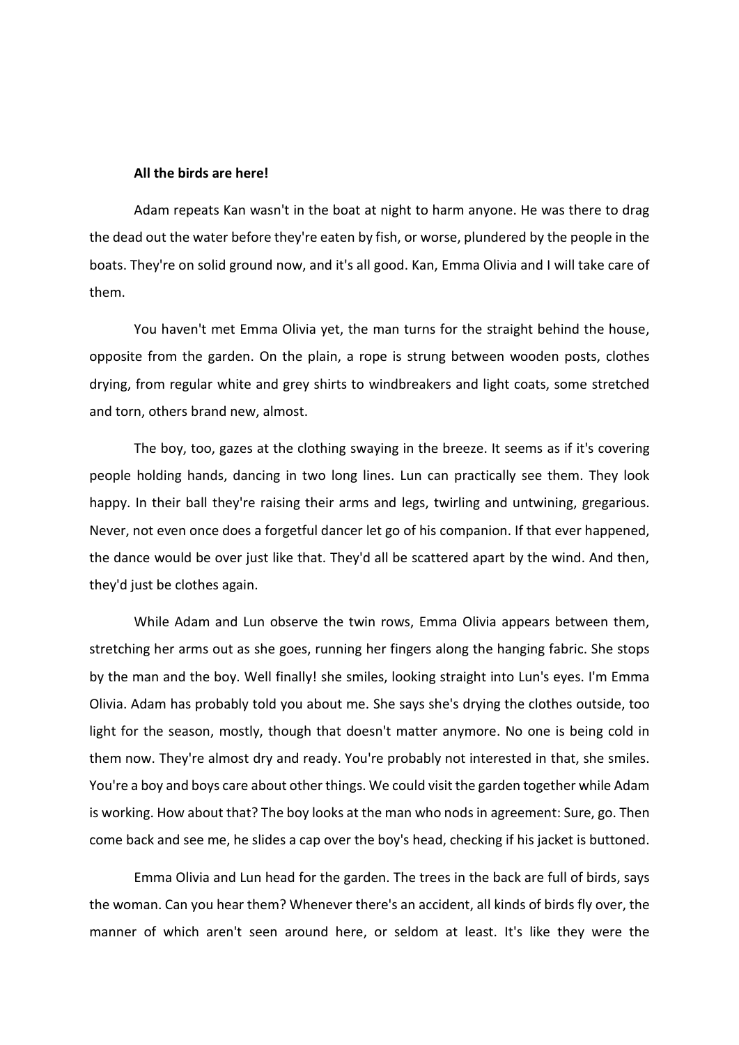**All the birds are here!**

Adam repeats Kan wasn't in the boat at night to harm anyone. He was there to drag the dead out the water before they're eaten by fish, or worse, plundered by the people in the boats. They're on solid ground now, and it's all good. Kan, Emma Olivia and I will take care of them.

You haven't met Emma Olivia yet, the man turns for the straight behind the house, opposite from the garden. On the plain, a rope is strung between wooden posts, clothes drying, from regular white and grey shirts to windbreakers and light coats, some stretched and torn, others brand new, almost.

The boy, too, gazes at the clothing swaying in the breeze. It seems as if it's covering people holding hands, dancing in two long lines. Lun can practically see them. They look happy. In their ball they're raising their arms and legs, twirling and untwining, gregarious. Never, not even once does a forgetful dancer let go of his companion. If that ever happened, the dance would be over just like that. They'd all be scattered apart by the wind. And then, they'd just be clothes again.

While Adam and Lun observe the twin rows, Emma Olivia appears between them, stretching her arms out as she goes, running her fingers along the hanging fabric. She stops by the man and the boy. Well finally! she smiles, looking straight into Lun's eyes. I'm Emma Olivia. Adam has probably told you about me. She says she's drying the clothes outside, too light for the season, mostly, though that doesn't matter anymore. No one is being cold in them now. They're almost dry and ready. You're probably not interested in that, she smiles. You're a boy and boys care about other things. We could visit the garden together while Adam is working. How about that? The boy looks at the man who nods in agreement: Sure, go. Then come back and see me, he slides a cap over the boy's head, checking if his jacket is buttoned.

Emma Olivia and Lun head for the garden. The trees in the back are full of birds, says the woman. Can you hear them? Whenever there's an accident, all kinds of birds fly over, the manner of which aren't seen around here, or seldom at least. It's like they were the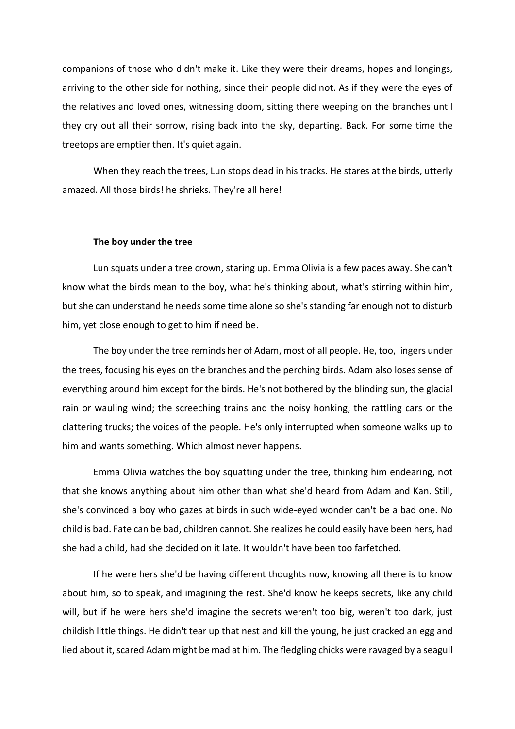companions of those who didn't make it. Like they were their dreams, hopes and longings, arriving to the other side for nothing, since their people did not. As if they were the eyes of the relatives and loved ones, witnessing doom, sitting there weeping on the branches until they cry out all their sorrow, rising back into the sky, departing. Back. For some time the treetops are emptier then. It's quiet again.

When they reach the trees, Lun stops dead in his tracks. He stares at the birds, utterly amazed. All those birds! he shrieks. They're all here!

**The boy under the tree**

Lun squats under a tree crown, staring up. Emma Olivia is a few paces away. She can't know what the birds mean to the boy, what he's thinking about, what's stirring within him, but she can understand he needs some time alone so she's standing far enough not to disturb him, yet close enough to get to him if need be.

The boy under the tree reminds her of Adam, most of all people. He, too, lingers under the trees, focusing his eyes on the branches and the perching birds. Adam also loses sense of everything around him except for the birds. He's not bothered by the blinding sun, the glacial rain or wauling wind; the screeching trains and the noisy honking; the rattling cars or the clattering trucks; the voices of the people. He's only interrupted when someone walks up to him and wants something. Which almost never happens.

Emma Olivia watches the boy squatting under the tree, thinking him endearing, not that she knows anything about him other than what she'd heard from Adam and Kan. Still, she's convinced a boy who gazes at birds in such wide-eyed wonder can't be a bad one. No child is bad. Fate can be bad, children cannot. She realizes he could easily have been hers, had she had a child, had she decided on it late. It wouldn't have been too farfetched.

If he were hers she'd be having different thoughts now, knowing all there is to know about him, so to speak, and imagining the rest. She'd know he keeps secrets, like any child will, but if he were hers she'd imagine the secrets weren't too big, weren't too dark, just childish little things. He didn't tear up that nest and kill the young, he just cracked an egg and lied about it, scared Adam might be mad at him. The fledgling chicks were ravaged by a seagull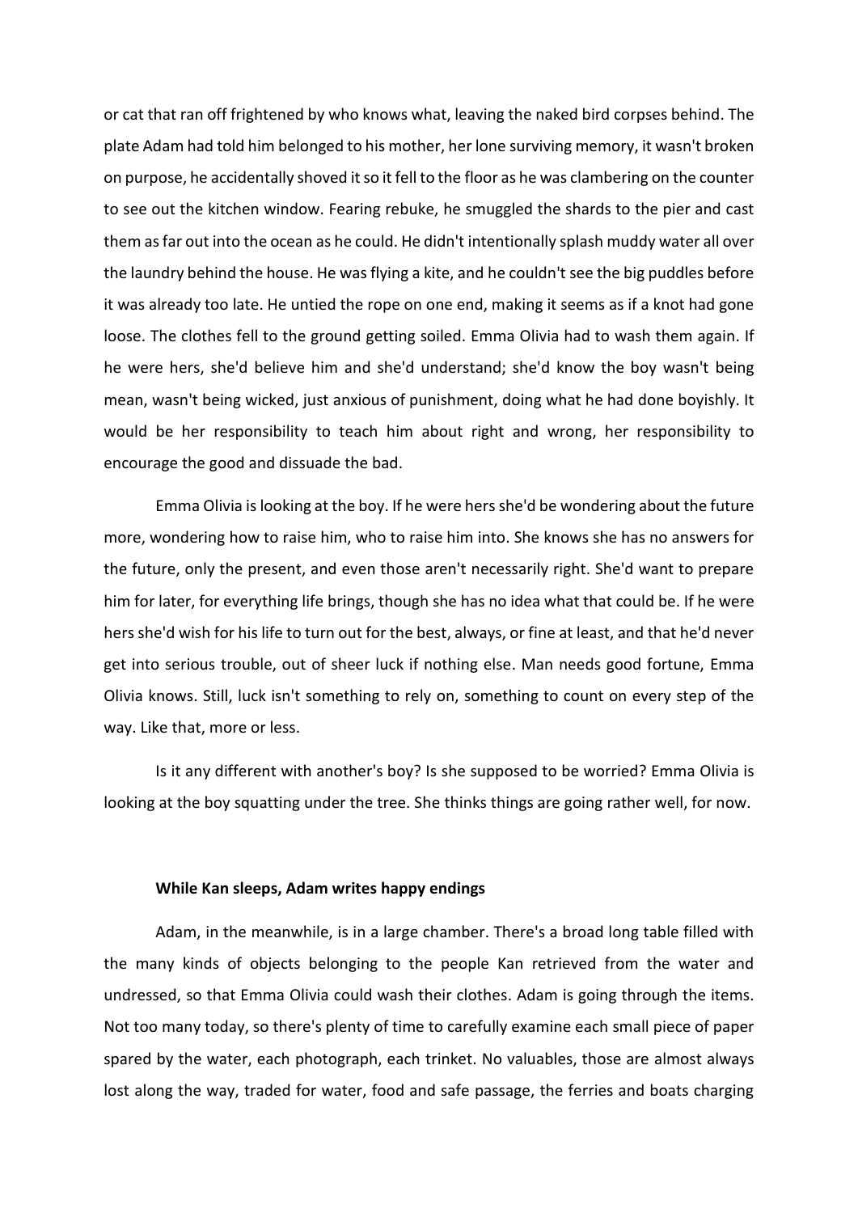or cat that ran off frightened by who knows what, leaving the naked bird corpses behind. The plate Adam had told him belonged to his mother, her lone surviving memory, it wasn't broken on purpose, he accidentally shoved it so it fell to the floor as he was clambering on the counter to see out the kitchen window. Fearing rebuke, he smuggled the shards to the pier and cast them as far out into the ocean as he could. He didn't intentionally splash muddy water all over the laundry behind the house. He was flying a kite, and he couldn't see the big puddles before it was already too late. He untied the rope on one end, making it seems as if a knot had gone loose. The clothes fell to the ground getting soiled. Emma Olivia had to wash them again. If he were hers, she'd believe him and she'd understand; she'd know the boy wasn't being mean, wasn't being wicked, just anxious of punishment, doing what he had done boyishly. It would be her responsibility to teach him about right and wrong, her responsibility to encourage the good and dissuade the bad.

Emma Olivia is looking at the boy. If he were hers she'd be wondering about the future more, wondering how to raise him, who to raise him into. She knows she has no answers for the future, only the present, and even those aren't necessarily right. She'd want to prepare him for later, for everything life brings, though she has no idea what that could be. If he were hers she'd wish for his life to turn out for the best, always, or fine at least, and that he'd never get into serious trouble, out of sheer luck if nothing else. Man needs good fortune, Emma Olivia knows. Still, luck isn't something to rely on, something to count on every step of the way. Like that, more or less.

Is it any different with another's boy? Is she supposed to be worried? Emma Olivia is looking at the boy squatting under the tree. She thinks things are going rather well, for now.

### While Kan sleeps, Adam writes happy endings

Adam, in the meanwhile, is in a large chamber. There's a broad long table filled with the many kinds of objects belonging to the people Kan retrieved from the water and undressed, so that Emma Olivia could wash their clothes. Adam is going through the items. Not too many today, so there's plenty of time to carefully examine each small piece of paper spared by the water, each photograph, each trinket. No valuables, those are almost always lost along the way, traded for water, food and safe passage, the ferries and boats charging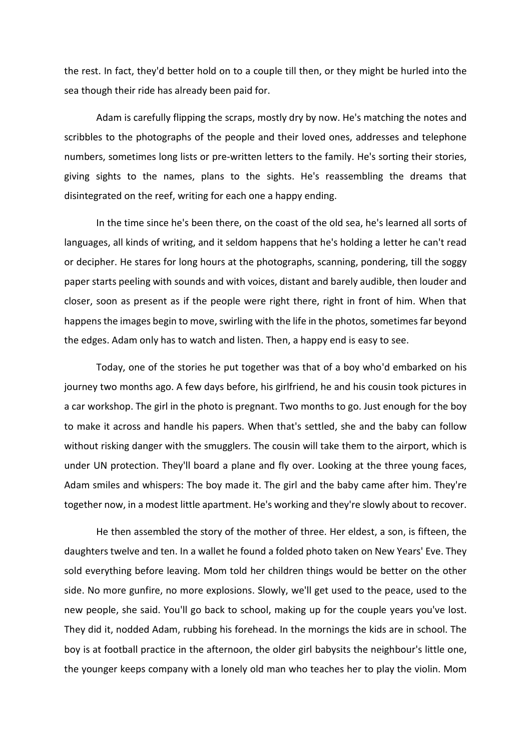the rest. In fact, they'd better hold on to a couple till then, or they might be hurled into the sea though their ride has already been paid for.

Adam is carefully flipping the scraps, mostly dry by now. He's matching the notes and scribbles to the photographs of the people and their loved ones, addresses and telephone numbers, sometimes long lists or pre-written letters to the family. He's sorting their stories, giving sights to the names, plans to the sights. He's reassembling the dreams that disintegrated on the reef, writing for each one a happy ending.

In the time since he's been there, on the coast of the old sea, he's learned all sorts of languages, all kinds of writing, and it seldom happens that he's holding a letter he can't read or decipher. He stares for long hours at the photographs, scanning, pondering, till the soggy paper starts peeling with sounds and with voices, distant and barely audible, then louder and closer, soon as present as if the people were right there, right in front of him. When that happens the images begin to move, swirling with the life in the photos, sometimes far beyond the edges. Adam only has to watch and listen. Then, a happy end is easy to see.

Today, one of the stories he put together was that of a boy who'd embarked on his journey two months ago. A few days before, his girlfriend, he and his cousin took pictures in a car workshop. The girl in the photo is pregnant. Two months to go. Just enough for the boy to make it across and handle his papers. When that's settled, she and the baby can follow without risking danger with the smugglers. The cousin will take them to the airport, which is under UN protection. They'll board a plane and fly over. Looking at the three young faces, Adam smiles and whispers: The boy made it. The girl and the baby came after him. They're together now, in a modest little apartment. He's working and they're slowly about to recover.

He then assembled the story of the mother of three. Her eldest, a son, is fifteen, the daughters twelve and ten. In a wallet he found a folded photo taken on New Years' Eve. They sold everything before leaving. Mom told her children things would be better on the other side. No more gunfire, no more explosions. Slowly, we'll get used to the peace, used to the new people, she said. You'll go back to school, making up for the couple years you've lost. They did it, nodded Adam, rubbing his forehead. In the mornings the kids are in school. The boy is at football practice in the afternoon, the older girl babysits the neighbour's little one, the younger keeps company with a lonely old man who teaches her to play the violin. Mom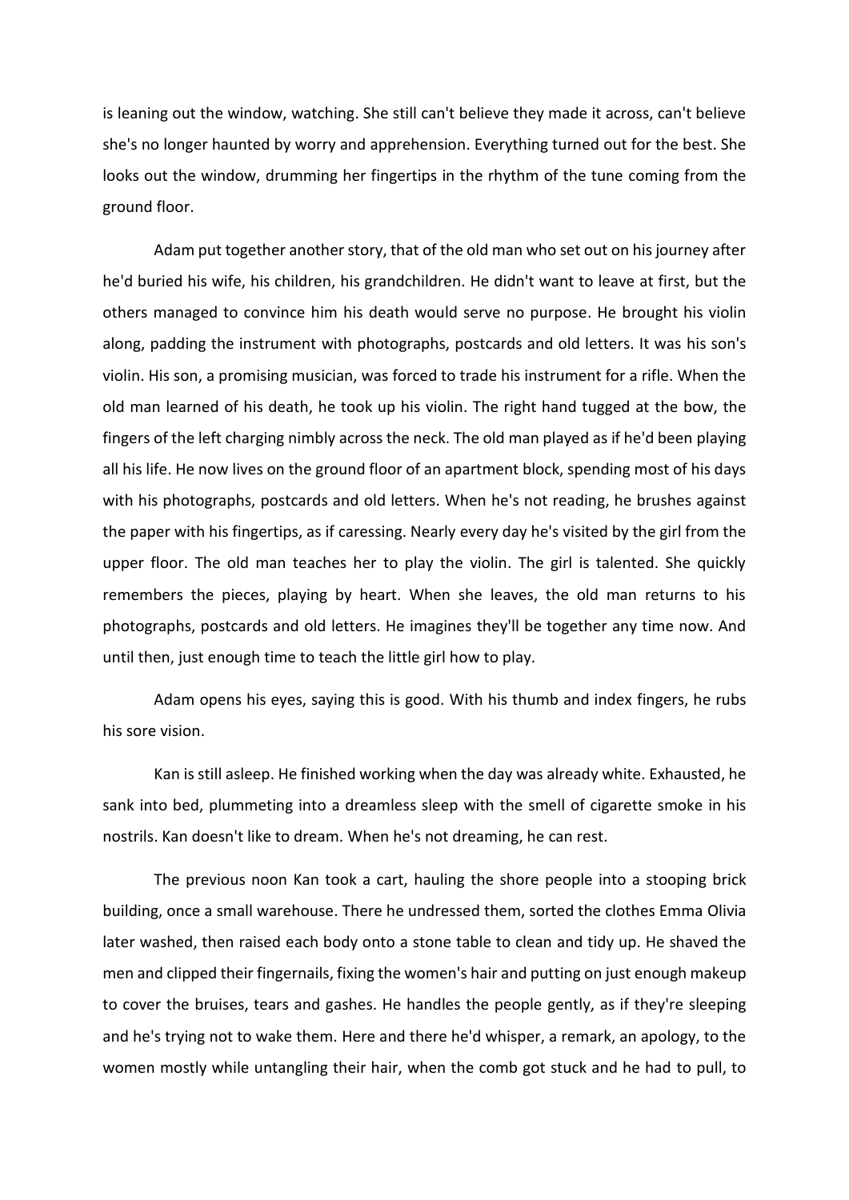is leaning out the window, watching. She still can't believe they made it across, can't believe she's no longer haunted by worry and apprehension. Everything turned out for the best. She looks out the window, drumming her fingertips in the rhythm of the tune coming from the ground floor.

Adam put together another story, that of the old man who set out on his journey after he'd buried his wife, his children, his grandchildren. He didn't want to leave at first, but the others managed to convince him his death would serve no purpose. He brought his violin along, padding the instrument with photographs, postcards and old letters. It was his son's violin. His son, a promising musician, was forced to trade his instrument for a rifle. When the old man learned of his death, he took up his violin. The right hand tugged at the bow, the fingers of the left charging nimbly across the neck. The old man played as if he'd been playing all his life. He now lives on the ground floor of an apartment block, spending most of his days with his photographs, postcards and old letters. When he's not reading, he brushes against the paper with his fingertips, as if caressing. Nearly every day he's visited by the girl from the upper floor. The old man teaches her to play the violin. The girl is talented. She quickly remembers the pieces, playing by heart. When she leaves, the old man returns to his photographs, postcards and old letters. He imagines they'll be together any time now. And until then, just enough time to teach the little girl how to play.

Adam opens his eyes, saying this is good. With his thumb and index fingers, he rubs his sore vision.

Kan is still asleep. He finished working when the day was already white. Exhausted, he sank into bed, plummeting into a dreamless sleep with the smell of cigarette smoke in his nostrils. Kan doesn't like to dream. When he's not dreaming, he can rest.

The previous noon Kan took a cart, hauling the shore people into a stooping brick building, once a small warehouse. There he undressed them, sorted the clothes Emma Olivia later washed, then raised each body onto a stone table to clean and tidy up. He shaved the men and clipped their fingernails, fixing the women's hair and putting on just enough makeup to cover the bruises, tears and gashes. He handles the people gently, as if they're sleeping and he's trying not to wake them. Here and there he'd whisper, a remark, an apology, to the women mostly while untangling their hair, when the comb got stuck and he had to pull, to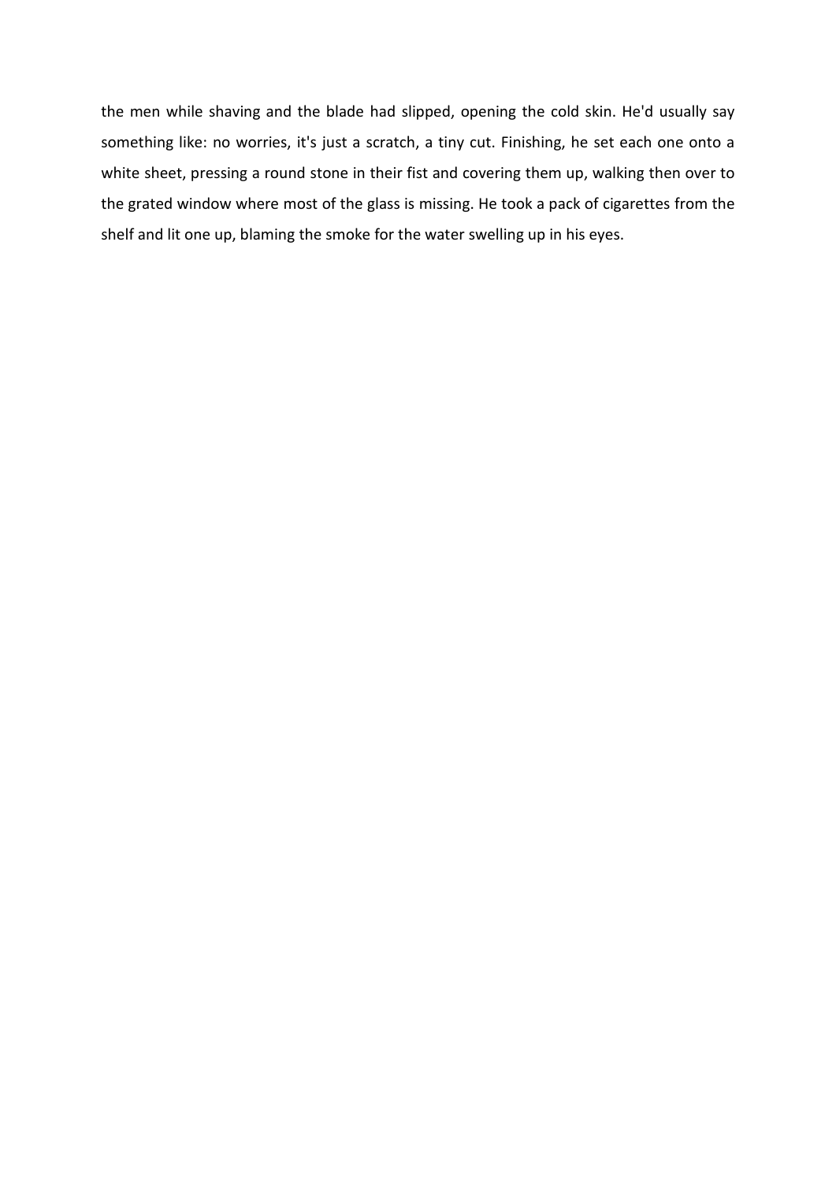the men while shaving and the blade had slipped, opening the cold skin. He'd usually say something like: no worries, it's just a scratch, a tiny cut. Finishing, he set each one onto a white sheet, pressing a round stone in their fist and covering them up, walking then over to the grated window where most of the glass is missing. He took a pack of cigarettes from the shelf and lit one up, blaming the smoke for the water swelling up in his eyes.